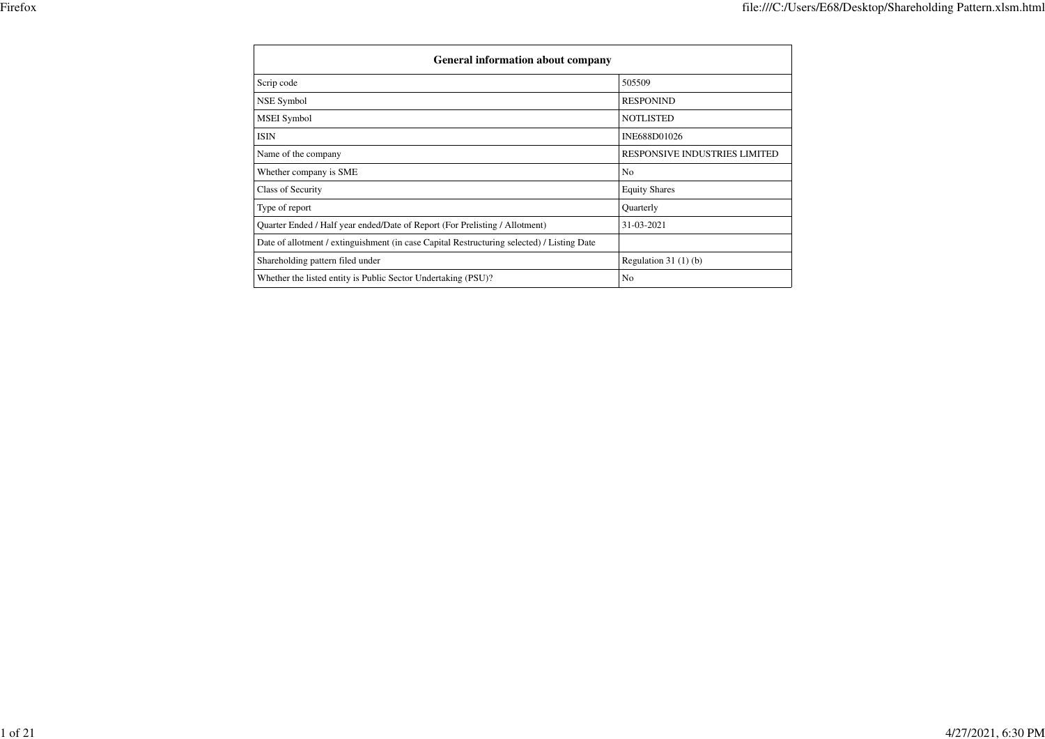| General information about company | |
|---|---|
| Scrip code | 505509 |
| NSE Symbol | RESPONIND |
| MSEI Symbol | NOTLISTED |
| ISIN | INE688D01026 |
| Name of the company | RESPONSIVE INDUSTRIES LIMITED |
| Whether company is SME | No |
| Class of Security | Equity Shares |
| Type of report | Quarterly |
| Quarter Ended / Half year ended/Date of Report (For Prelisting / Allotment) | 31-03-2021 |
| Date of allotment / extinguishment (in case Capital Restructuring selected) / Listing Date | |
| Shareholding pattern filed under | Regulation 31 (1) (b) |
| Whether the listed entity is Public Sector Undertaking (PSU)? | No |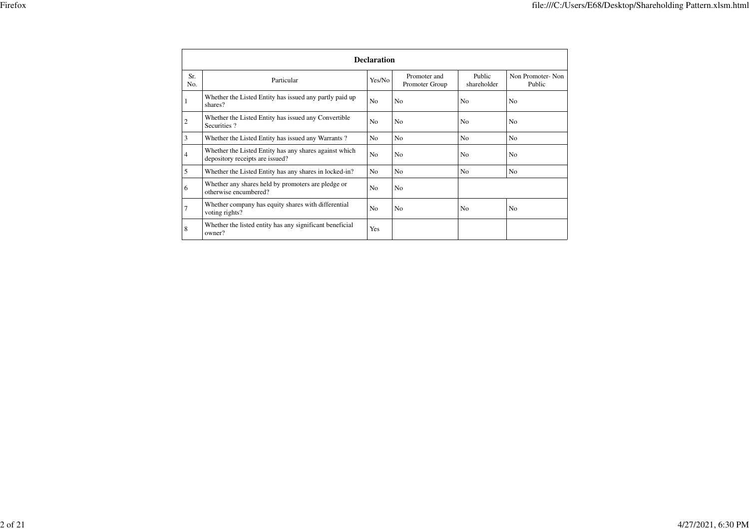| Declaration | | | | | |
|---|---|---|---|---|---|
| Sr. No. | Particular | Yes/No | Promoter and Promoter Group | Public shareholder | Non Promoter- Non Public |
| 1 | Whether the Listed Entity has issued any partly paid up shares? | No | No | No | No |
| 2 | Whether the Listed Entity has issued any Convertible Securities ? | No | No | No | No |
| 3 | Whether the Listed Entity has issued any Warrants ? | No | No | No | No |
| 4 | Whether the Listed Entity has any shares against which depository receipts are issued? | No | No | No | No |
| 5 | Whether the Listed Entity has any shares in locked-in? | No | No | No | No |
| 6 | Whether any shares held by promoters are pledge or otherwise encumbered? | No | No | | |
| 7 | Whether company has equity shares with differential voting rights? | No | No | No | No |
| 8 | Whether the listed entity has any significant beneficial owner? | Yes | | | |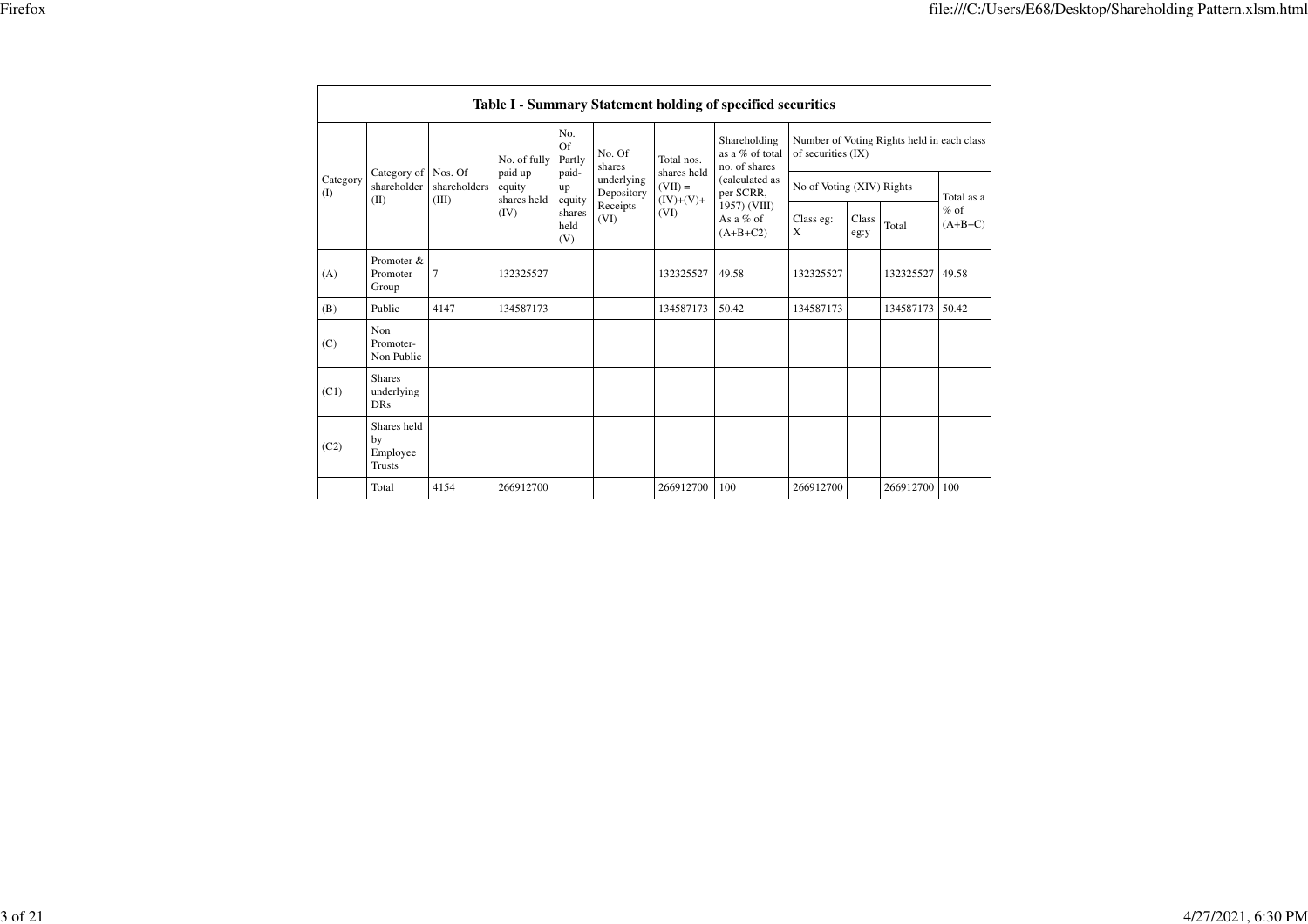| Table I - Summary Statement holding of specified securities | | | | | | | | | | | | |
|---|---|---|---|---|---|---|---|---|---|---|---|---|
| Category (I) | Category of shareholder (II) | Nos. Of shareholders (III) | No. of fully paid up equity shares held (IV) | No. Of Partly paid-up equity shares held (V) | No. Of shares underlying Depository Receipts (VI) | Total nos. shares held (VII) = (IV)+(V)+ (VI) | Shareholding as a % of total no. of shares (calculated as per SCRR, 1957) (VIII) As a % of (A+B+C2) | Number of Voting Rights held in each class of securities (IX) | | | |
| | | | | | | | | No of Voting (XIV) Rights | | | Total as a % of (A+B+C) |
| | | | | | | | | Class eg: X | Class eg:y | Total | |
| (A) | Promoter & Promoter Group | 7 | 132325527 | | | 132325527 | 49.58 | 132325527 | | 132325527 | 49.58 |
| (B) | Public | 4147 | 134587173 | | | 134587173 | 50.42 | 134587173 | | 134587173 | 50.42 |
| (C) | Non Promoter- Non Public | | | | | | | | | | |
| (C1) | Shares underlying DRs | | | | | | | | | | |
| (C2) | Shares held by Employee Trusts | | | | | | | | | | |
| | Total | 4154 | 266912700 | | | 266912700 | 100 | 266912700 | | 266912700 | 100 |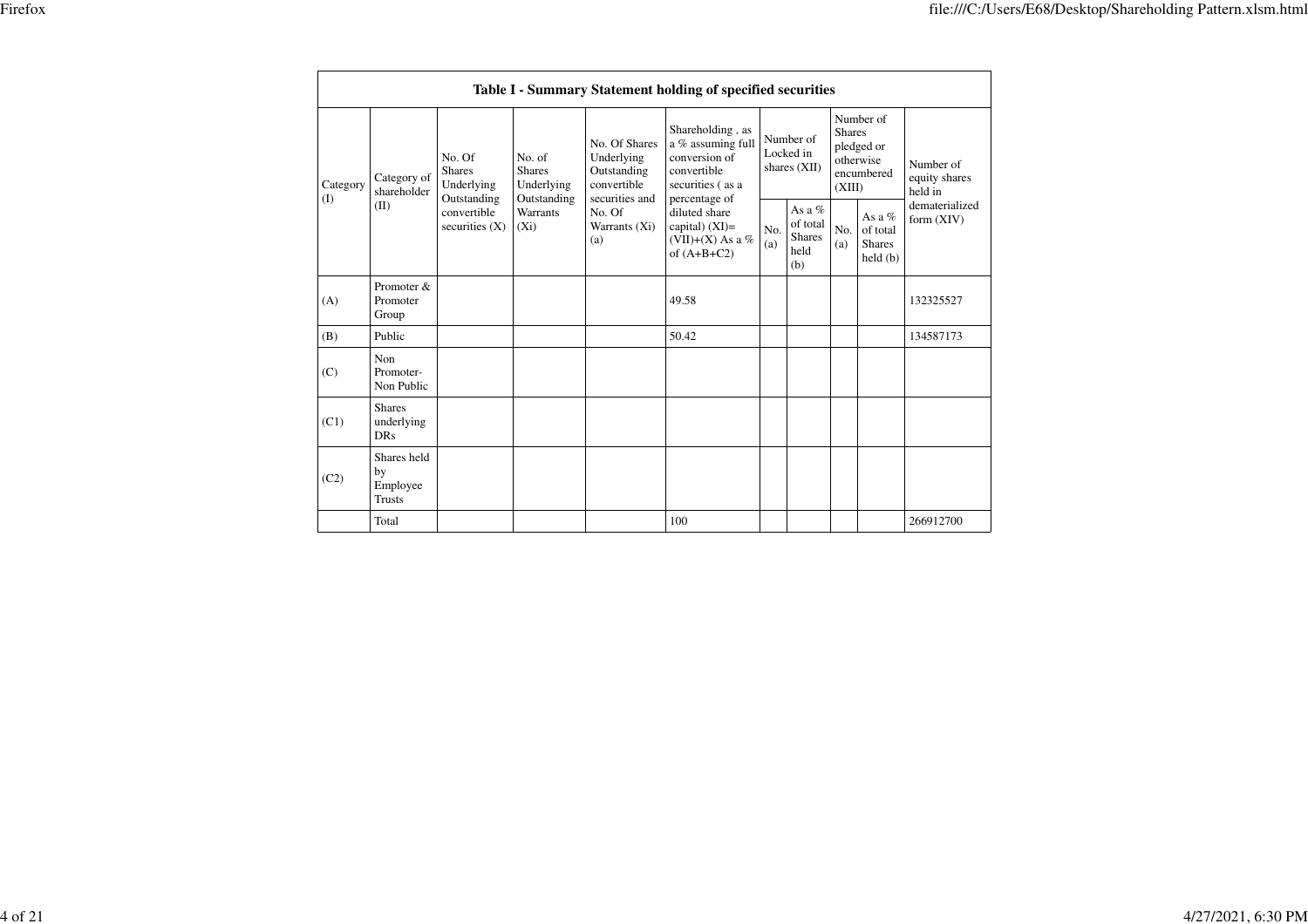| Table I - Summary Statement holding of specified securities | | | | | | | | | | |
|---|---|---|---|---|---|---|---|---|---|---|
| Category (I) | Category of shareholder (II) | No. Of Shares Underlying Outstanding convertible securities (X) | No. of Shares Underlying Outstanding Warrants (Xi) | No. Of Shares Underlying Outstanding convertible securities and No. Of Warrants (Xi) (a) | Shareholding , as a % assuming full conversion of convertible securities ( as a percentage of diluted share capital) (XI)= (VII)+(X) As a % of (A+B+C2) | Number of Locked in shares (XII) | | Number of Shares pledged or otherwise encumbered (XIII) | | Number of equity shares held in dematerialized form (XIV) |
| | | | | | | No. (a) | As a % of total Shares held (b) | No. (a) | As a % of total Shares held (b) | |
| (A) | Promoter & Promoter Group | | | | 49.58 | | | | | 132325527 |
| (B) | Public | | | | 50.42 | | | | | 134587173 |
| (C) | Non Promoter- Non Public | | | | | | | | | |
| (C1) | Shares underlying DRs | | | | | | | | | |
| (C2) | Shares held by Employee Trusts | | | | | | | | | |
| | Total | | | | 100 | | | | | 266912700 |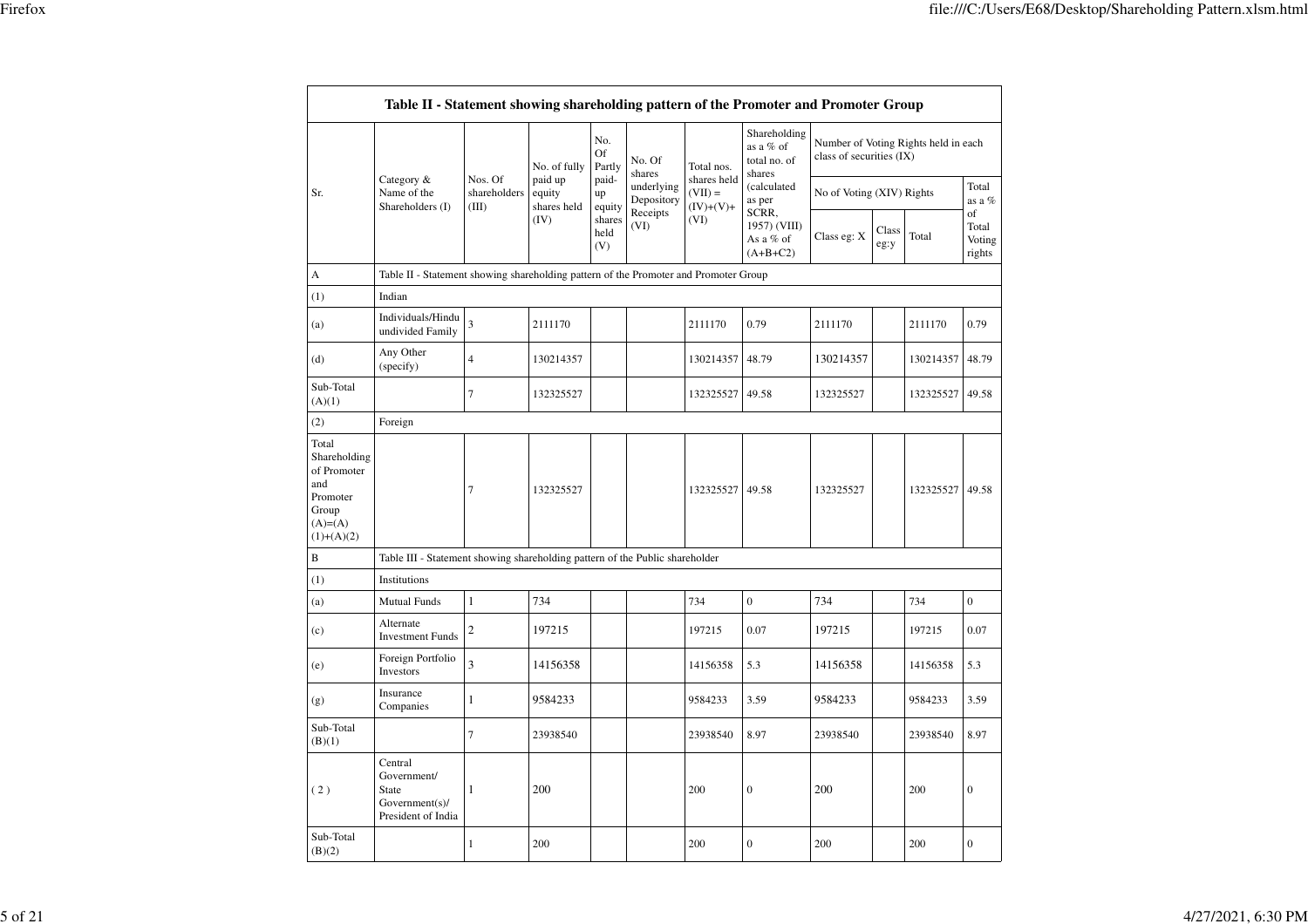| Table II - Statement showing shareholding pattern of the Promoter and Promoter Group | | | | | | | | | | | | |
|---|---|---|---|---|---|---|---|---|---|---|---|---|
| Sr. | Category & Name of the Shareholders (I) | Nos. Of shareholders (III) | No. of fully paid up equity shares held (IV) | No. Of Partly paid-up equity shares held (V) | No. Of shares underlying Depository Receipts (VI) | Total nos. shares held (VII) = (IV)+(V)+ (VI) | Shareholding as a % of total no. of shares (calculated as per SCRR, 1957) (VIII) As a % of (A+B+C2) | Number of Voting Rights held in each class of securities (IX) | | | |
| | | | | | | | | No of Voting (XIV) Rights | | | Total as a % of Total Voting rights |
| | | | | | | | | Class eg: X | Class eg:y | Total | |
| A | Table II - Statement showing shareholding pattern of the Promoter and Promoter Group | | | | | | | | | | |
| (1) | Indian | | | | | | | | | | |
| (a) | Individuals/Hindu undivided Family | 3 | 2111170 | | | 2111170 | 0.79 | 2111170 | | 2111170 | 0.79 |
| (d) | Any Other (specify) | 4 | 130214357 | | | 130214357 | 48.79 | 130214357 | | 130214357 | 48.79 |
| Sub-Total (A)(1) | | 7 | 132325527 | | | 132325527 | 49.58 | 132325527 | | 132325527 | 49.58 |
| (2) | Foreign | | | | | | | | | | |
| Total Shareholding of Promoter and Promoter Group (A)=(A)(1)+(A)(2) | | 7 | 132325527 | | | 132325527 | 49.58 | 132325527 | | 132325527 | 49.58 |
| B | Table III - Statement showing shareholding pattern of the Public shareholder | | | | | | | | | | |
| (1) | Institutions | | | | | | | | | | |
| (a) | Mutual Funds | 1 | 734 | | | 734 | 0 | 734 | | 734 | 0 |
| (c) | Alternate Investment Funds | 2 | 197215 | | | 197215 | 0.07 | 197215 | | 197215 | 0.07 |
| (e) | Foreign Portfolio Investors | 3 | 14156358 | | | 14156358 | 5.3 | 14156358 | | 14156358 | 5.3 |
| (g) | Insurance Companies | 1 | 9584233 | | | 9584233 | 3.59 | 9584233 | | 9584233 | 3.59 |
| Sub-Total (B)(1) | | 7 | 23938540 | | | 23938540 | 8.97 | 23938540 | | 23938540 | 8.97 |
| ( 2 ) | Central Government/ State Government(s)/ President of India | 1 | 200 | | | 200 | 0 | 200 | | 200 | 0 |
| Sub-Total (B)(2) | | 1 | 200 | | | 200 | 0 | 200 | | 200 | 0 |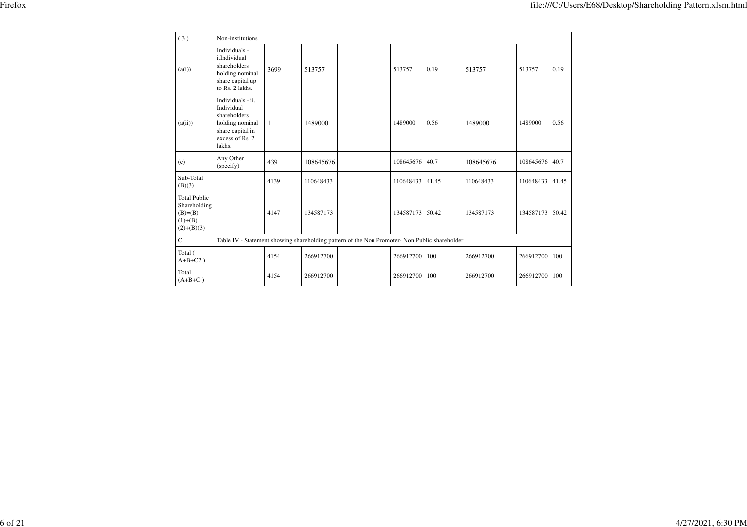| | | | | | | | | | | | |
|---|---|---|---|---|---|---|---|---|---|---|---|
| (3) | Non-institutions | | | | | | | | | | |
| (a(i)) | Individuals - i.Individual shareholders holding nominal share capital up to Rs. 2 lakhs. | 3699 | 513757 | | | 513757 | 0.19 | 513757 | | 513757 | 0.19 |
| (a(ii)) | Individuals - ii. Individual shareholders holding nominal share capital in excess of Rs. 2 lakhs. | 1 | 1489000 | | | 1489000 | 0.56 | 1489000 | | 1489000 | 0.56 |
| (e) | Any Other (specify) | 439 | 108645676 | | | 108645676 | 40.7 | 108645676 | | 108645676 | 40.7 |
| Sub-Total (B)(3) | | 4139 | 110648433 | | | 110648433 | 41.45 | 110648433 | | 110648433 | 41.45 |
| Total Public Shareholding (B)=(B)(1)+(B)(2)+(B)(3) | | 4147 | 134587173 | | | 134587173 | 50.42 | 134587173 | | 134587173 | 50.42 |
| C | Table IV - Statement showing shareholding pattern of the Non Promoter- Non Public shareholder | | | | | | | | | | |
| Total ( A+B+C2 ) | | 4154 | 266912700 | | | 266912700 | 100 | 266912700 | | 266912700 | 100 |
| Total (A+B+C ) | | 4154 | 266912700 | | | 266912700 | 100 | 266912700 | | 266912700 | 100 |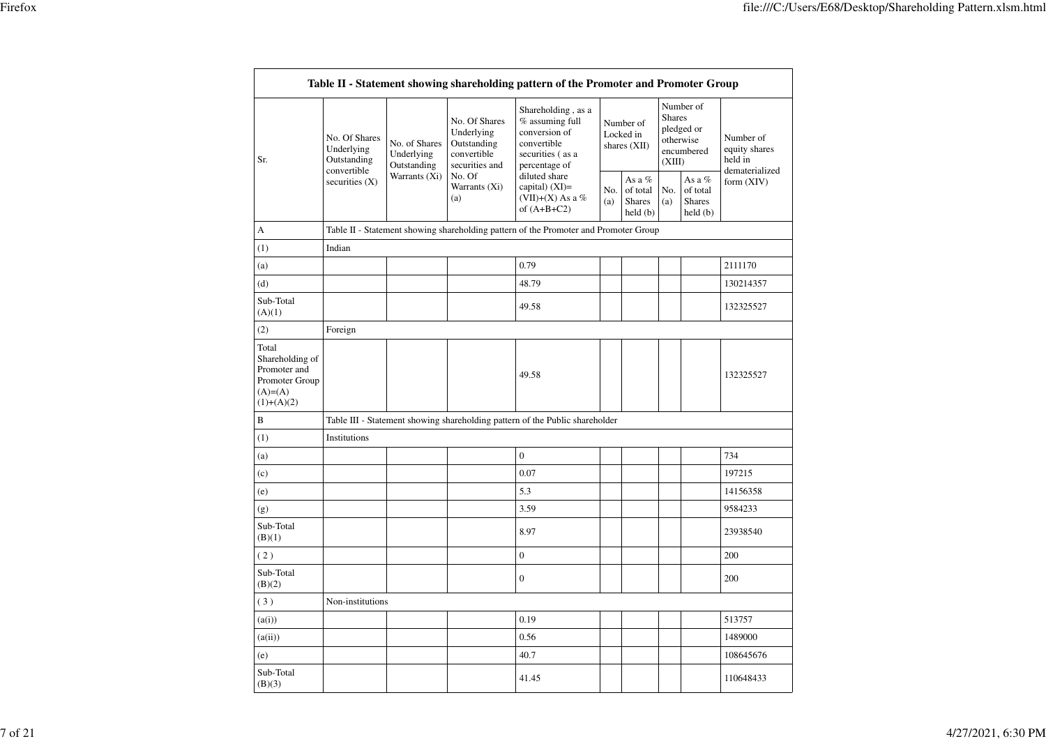| Table II - Statement showing shareholding pattern of the Promoter and Promoter Group | | | | | | | | | |
|---|---|---|---|---|---|---|---|---|---|
| Sr. | No. Of Shares Underlying Outstanding convertible securities (X) | No. of Shares Underlying Outstanding Warrants (Xi) | No. Of Shares Underlying Outstanding convertible securities and No. Of Warrants (Xi) (a) | Shareholding , as a % assuming full conversion of convertible securities ( as a percentage of diluted share capital) (XI)= (VII)+(X) As a % of (A+B+C2) | Number of Locked in shares (XII) | | Number of Shares pledged or otherwise encumbered (XIII) | | Number of equity shares held in dematerialized form (XIV) |
| | | | | | No. (a) | As a % of total Shares held (b) | No. (a) | As a % of total Shares held (b) | |
| A | Table II - Statement showing shareholding pattern of the Promoter and Promoter Group | | | | | | | | |
| (1) | Indian | | | | | | | | |
| (a) | | | | 0.79 | | | | | 2111170 |
| (d) | | | | 48.79 | | | | | 130214357 |
| Sub-Total (A)(1) | | | | 49.58 | | | | | 132325527 |
| (2) | Foreign | | | | | | | | |
| Total Shareholding of Promoter and Promoter Group (A)=(A)(1)+(A)(2) | | | | 49.58 | | | | | 132325527 |
| B | Table III - Statement showing shareholding pattern of the Public shareholder | | | | | | | | |
| (1) | Institutions | | | | | | | | |
| (a) | | | | 0 | | | | | 734 |
| (c) | | | | 0.07 | | | | | 197215 |
| (e) | | | | 5.3 | | | | | 14156358 |
| (g) | | | | 3.59 | | | | | 9584233 |
| Sub-Total (B)(1) | | | | 8.97 | | | | | 23938540 |
| ( 2 ) | | | | 0 | | | | | 200 |
| Sub-Total (B)(2) | | | | 0 | | | | | 200 |
| ( 3 ) | Non-institutions | | | | | | | | |
| (a(i)) | | | | 0.19 | | | | | 513757 |
| (a(ii)) | | | | 0.56 | | | | | 1489000 |
| (e) | | | | 40.7 | | | | | 108645676 |
| Sub-Total (B)(3) | | | | 41.45 | | | | | 110648433 |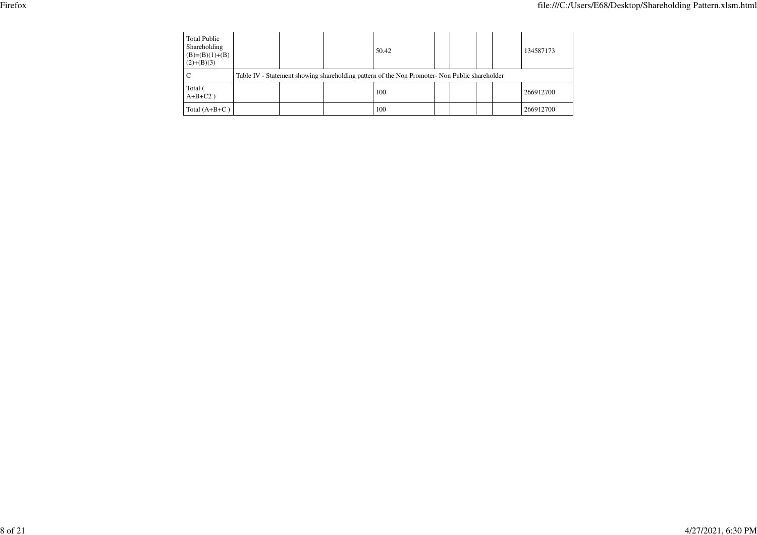| | | | | | | | | | |
|---|---|---|---|---|---|---|---|---|---|
| Total Public Shareholding (B)=(B)(1)+(B)(2)+(B)(3) | | | | 50.42 | | | | | 134587173 |
| C | Table IV - Statement showing shareholding pattern of the Non Promoter- Non Public shareholder | | | | | | | | |
| Total ( A+B+C2 ) | | | | 100 | | | | | 266912700 |
| Total (A+B+C ) | | | | 100 | | | | | 266912700 |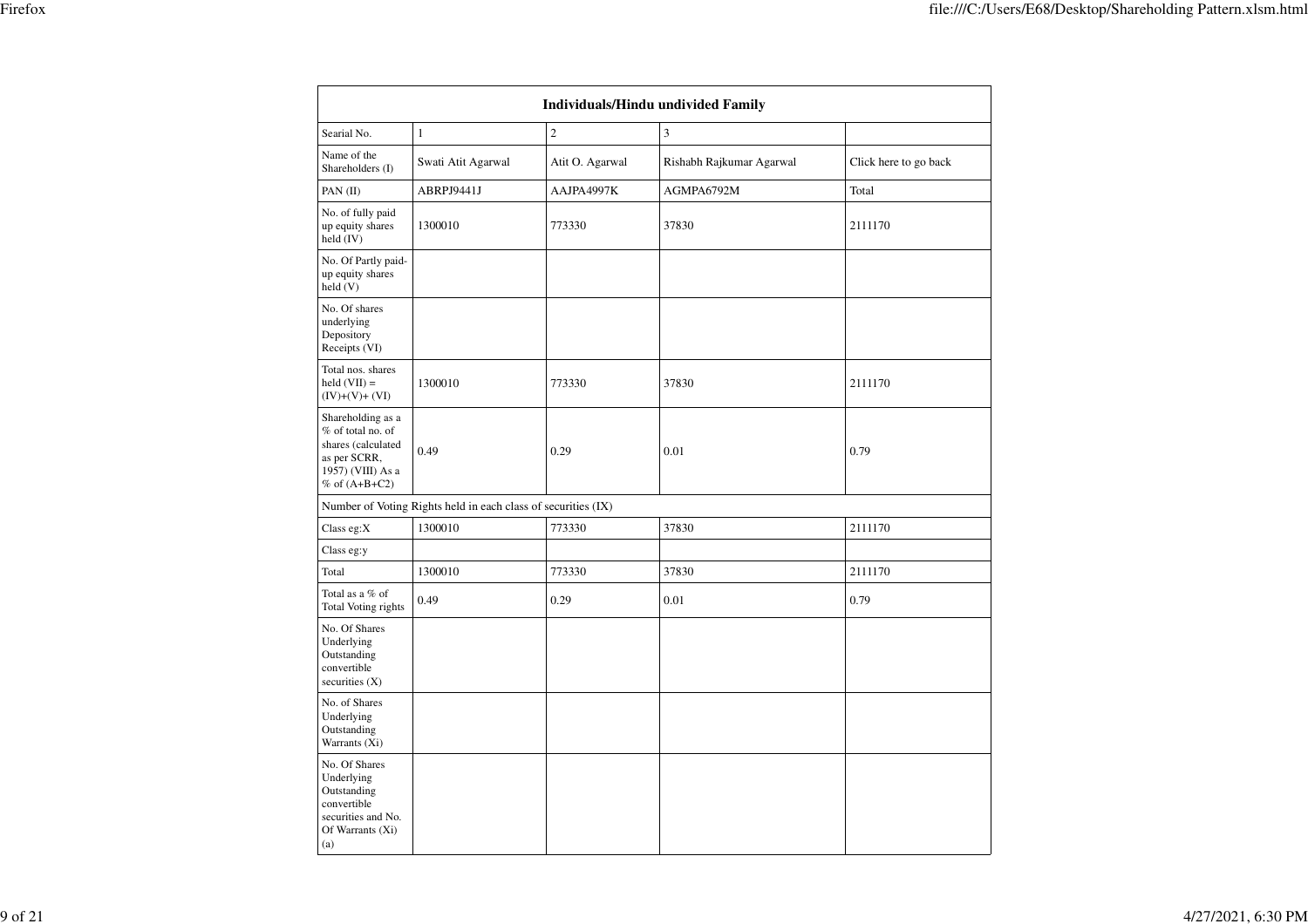| Individuals/Hindu undivided Family | | | | |
|---|---|---|---|---|
| Searial No. | 1 | 2 | 3 | |
| Name of the Shareholders (I) | Swati Atit Agarwal | Atit O. Agarwal | Rishabh Rajkumar Agarwal | Click here to go back |
| PAN (II) | ABRPJ9441J | AAJPA4997K | AGMPA6792M | Total |
| No. of fully paid up equity shares held (IV) | 1300010 | 773330 | 37830 | 2111170 |
| No. Of Partly paid-up equity shares held (V) | | | | |
| No. Of shares underlying Depository Receipts (VI) | | | | |
| Total nos. shares held (VII) = (IV)+(V)+ (VI) | 1300010 | 773330 | 37830 | 2111170 |
| Shareholding as a % of total no. of shares (calculated as per SCRR, 1957) (VIII) As a % of (A+B+C2) | 0.49 | 0.29 | 0.01 | 0.79 |
| Number of Voting Rights held in each class of securities (IX) | | | | |
| Class eg:X | 1300010 | 773330 | 37830 | 2111170 |
| Class eg:y | | | | |
| Total | 1300010 | 773330 | 37830 | 2111170 |
| Total as a % of Total Voting rights | 0.49 | 0.29 | 0.01 | 0.79 |
| No. Of Shares Underlying Outstanding convertible securities (X) | | | | |
| No. of Shares Underlying Outstanding Warrants (Xi) | | | | |
| No. Of Shares Underlying Outstanding convertible securities and No. Of Warrants (Xi) (a) | | | | |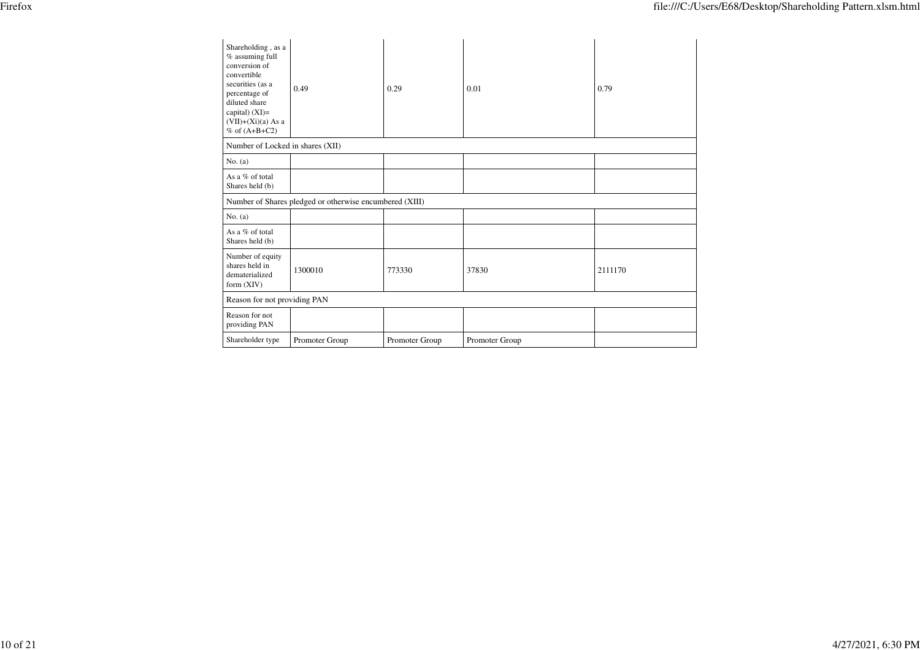| Shareholding , as a % assuming full conversion of convertible securities (as a percentage of diluted share capital) (XI)= (VII)+(Xi)(a) As a % of (A+B+C2) | 0.49 | 0.29 | 0.01 | 0.79 |
|---|---|---|---|---|
| Number of Locked in shares (XII) | | | | |
| No. (a) | | | | |
| As a % of total Shares held (b) | | | | |
| Number of Shares pledged or otherwise encumbered (XIII) | | | | |
| No. (a) | | | | |
| As a % of total Shares held (b) | | | | |
| Number of equity shares held in dematerialized form (XIV) | 1300010 | 773330 | 37830 | 2111170 |
| Reason for not providing PAN | | | | |
| Reason for not providing PAN | | | | |
| Shareholder type | Promoter Group | Promoter Group | Promoter Group | |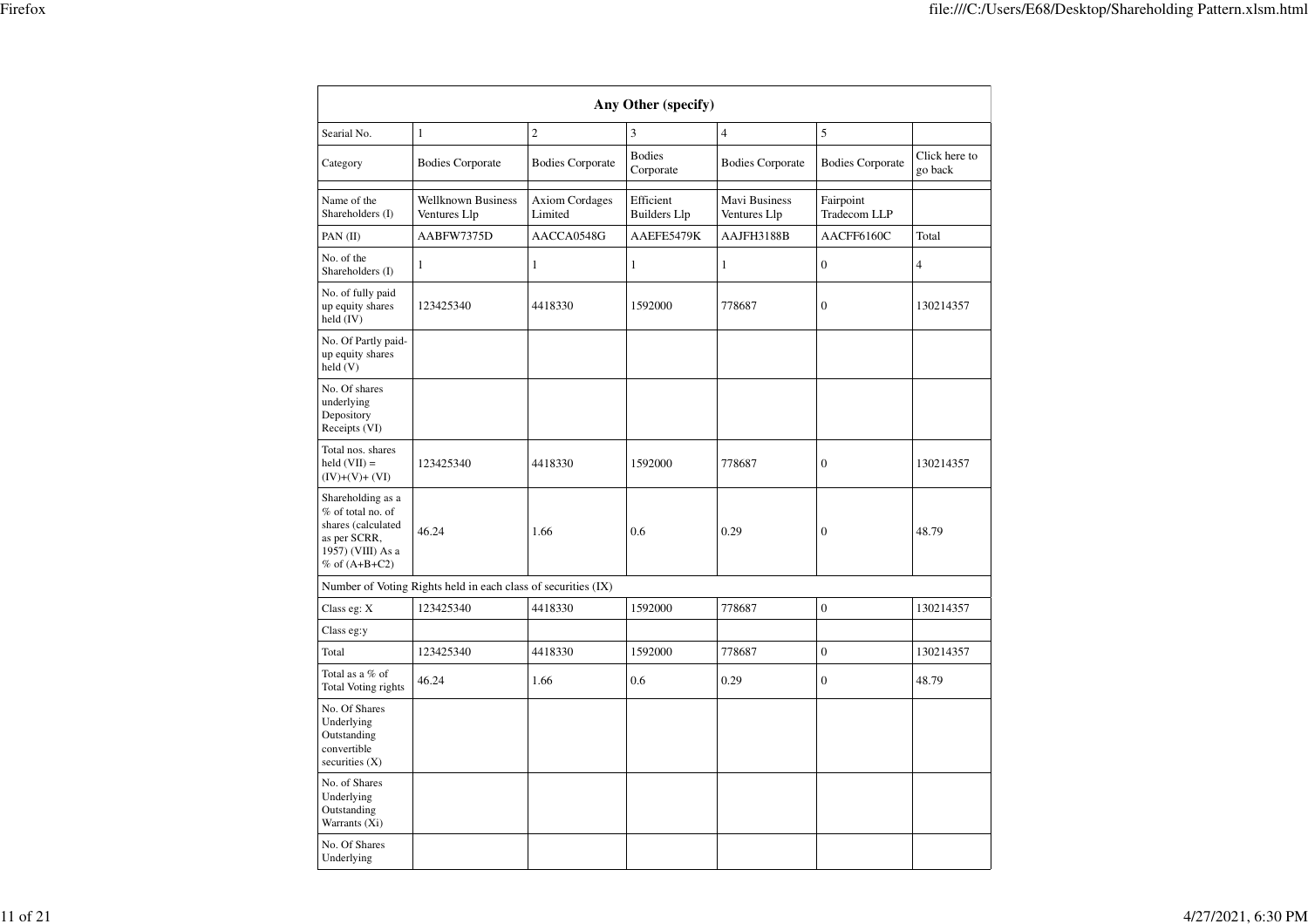| Any Other (specify) | | | | | | |
|---|---|---|---|---|---|---|
| Searial No. | 1 | 2 | 3 | 4 | 5 | |
| Category | Bodies Corporate | Bodies Corporate | Bodies Corporate | Bodies Corporate | Bodies Corporate | Click here to go back |
| | | | | | | |
| Name of the Shareholders (I) | Wellknown Business Ventures Llp | Axiom Cordages Limited | Efficient Builders Llp | Mavi Business Ventures Llp | Fairpoint Tradecom LLP | |
| PAN (II) | AABFW7375D | AACCA0548G | AAEFE5479K | AAJFH3188B | AACFF6160C | Total |
| No. of the Shareholders (I) | 1 | 1 | 1 | 1 | 0 | 4 |
| No. of fully paid up equity shares held (IV) | 123425340 | 4418330 | 1592000 | 778687 | 0 | 130214357 |
| No. Of Partly paid-up equity shares held (V) | | | | | | |
| No. Of shares underlying Depository Receipts (VI) | | | | | | |
| Total nos. shares held (VII) = (IV)+(V)+ (VI) | 123425340 | 4418330 | 1592000 | 778687 | 0 | 130214357 |
| Shareholding as a % of total no. of shares (calculated as per SCRR, 1957) (VIII) As a % of (A+B+C2) | 46.24 | 1.66 | 0.6 | 0.29 | 0 | 48.79 |
| Number of Voting Rights held in each class of securities (IX) | | | | | | |
| Class eg: X | 123425340 | 4418330 | 1592000 | 778687 | 0 | 130214357 |
| Class eg:y | | | | | | |
| Total | 123425340 | 4418330 | 1592000 | 778687 | 0 | 130214357 |
| Total as a % of Total Voting rights | 46.24 | 1.66 | 0.6 | 0.29 | 0 | 48.79 |
| No. Of Shares Underlying Outstanding convertible securities (X) | | | | | | |
| No. of Shares Underlying Outstanding Warrants (Xi) | | | | | | |
| No. Of Shares Underlying | | | | | | |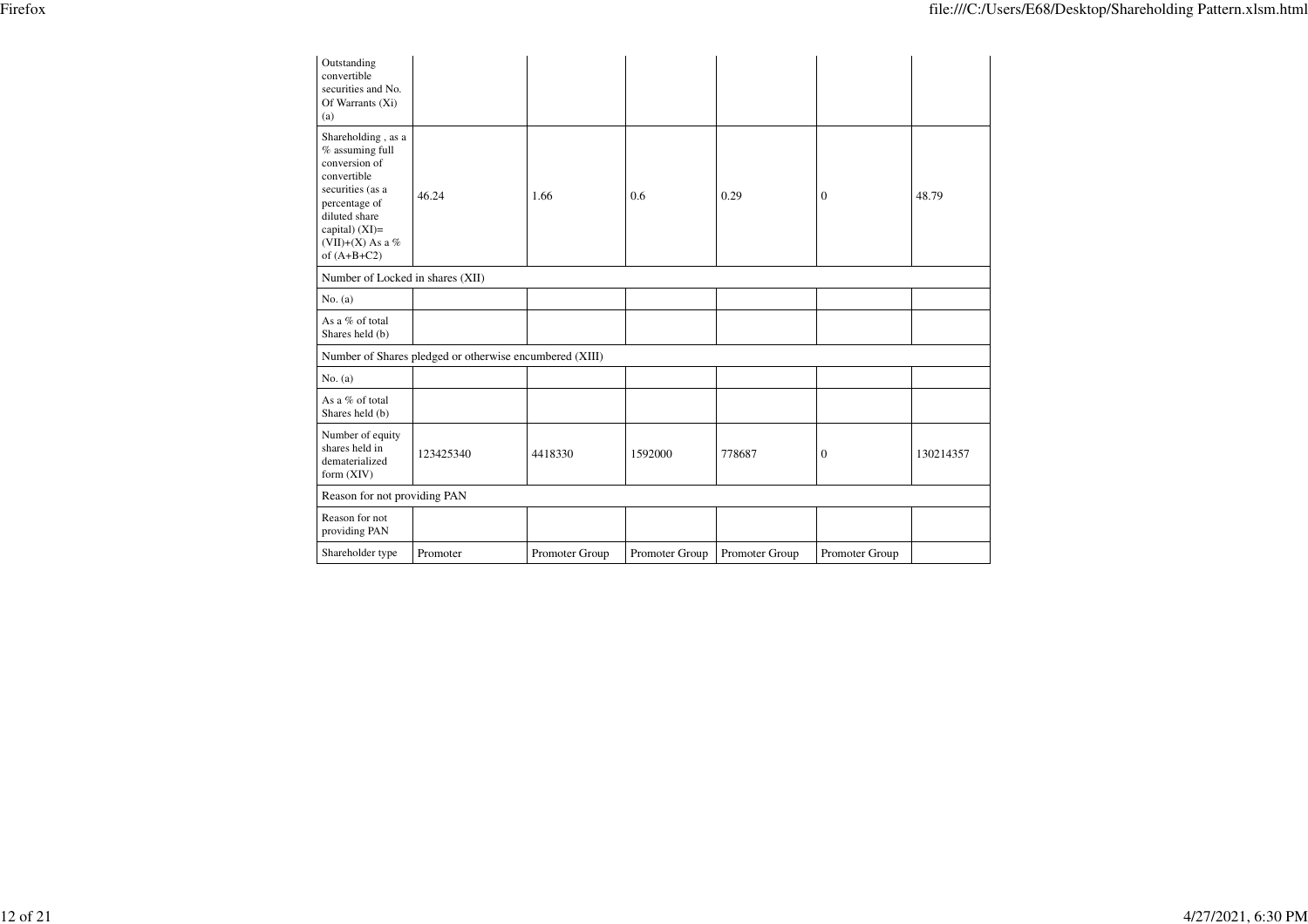| | | | | | | |
|---|---|---|---|---|---|---|
| Outstanding convertible securities and No. Of Warrants (Xi) (a) | | | | | | |
| Shareholding , as a % assuming full conversion of convertible securities (as a percentage of diluted share capital) (XI)= (VII)+(X) As a % of (A+B+C2) | 46.24 | 1.66 | 0.6 | 0.29 | 0 | 48.79 |
| Number of Locked in shares (XII) | | | | | | |
| No. (a) | | | | | | |
| As a % of total Shares held (b) | | | | | | |
| Number of Shares pledged or otherwise encumbered (XIII) | | | | | | |
| No. (a) | | | | | | |
| As a % of total Shares held (b) | | | | | | |
| Number of equity shares held in dematerialized form (XIV) | 123425340 | 4418330 | 1592000 | 778687 | 0 | 130214357 |
| Reason for not providing PAN | | | | | | |
| Reason for not providing PAN | | | | | | |
| Shareholder type | Promoter | Promoter Group | Promoter Group | Promoter Group | Promoter Group | |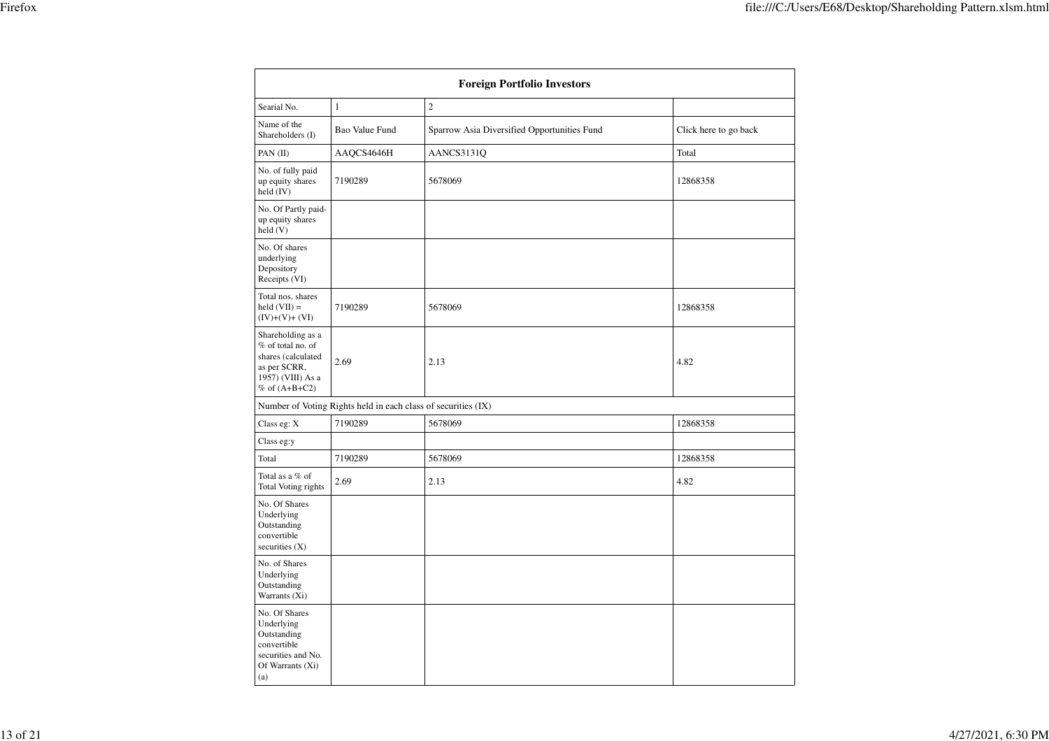| Foreign Portfolio Investors | | | |
|---|---|---|---|
| Searial No. | 1 | 2 | |
| Name of the Shareholders (I) | Bao Value Fund | Sparrow Asia Diversified Opportunities Fund | Click here to go back |
| PAN (II) | AAQCS4646H | AANCS3131Q | Total |
| No. of fully paid up equity shares held (IV) | 7190289 | 5678069 | 12868358 |
| No. Of Partly paid-up equity shares held (V) | | | |
| No. Of shares underlying Depository Receipts (VI) | | | |
| Total nos. shares held (VII) = (IV)+(V)+ (VI) | 7190289 | 5678069 | 12868358 |
| Shareholding as a % of total no. of shares (calculated as per SCRR, 1957) (VIII) As a % of (A+B+C2) | 2.69 | 2.13 | 4.82 |
| Number of Voting Rights held in each class of securities (IX) | | | |
| Class eg: X | 7190289 | 5678069 | 12868358 |
| Class eg:y | | | |
| Total | 7190289 | 5678069 | 12868358 |
| Total as a % of Total Voting rights | 2.69 | 2.13 | 4.82 |
| No. Of Shares Underlying Outstanding convertible securities (X) | | | |
| No. of Shares Underlying Outstanding Warrants (Xi) | | | |
| No. Of Shares Underlying Outstanding convertible securities and No. Of Warrants (Xi) (a) | | | |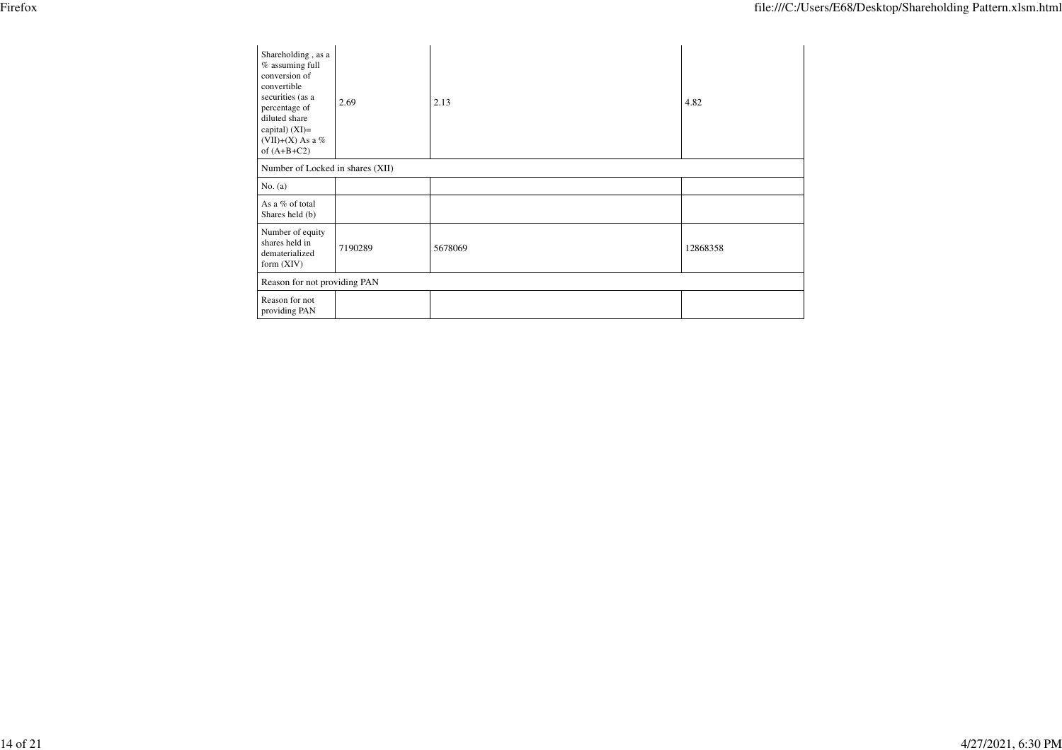| Shareholding , as a % assuming full conversion of convertible securities (as a percentage of diluted share capital) (XI)= (VII)+(X) As a % of (A+B+C2) | 2.69 | 2.13 | 4.82 |
|---|---|---|---|
| Number of Locked in shares (XII) | | | |
| No. (a) | | | |
| As a % of total Shares held (b) | | | |
| Number of equity shares held in dematerialized form (XIV) | 7190289 | 5678069 | 12868358 |
| Reason for not providing PAN | | | |
| Reason for not providing PAN | | | |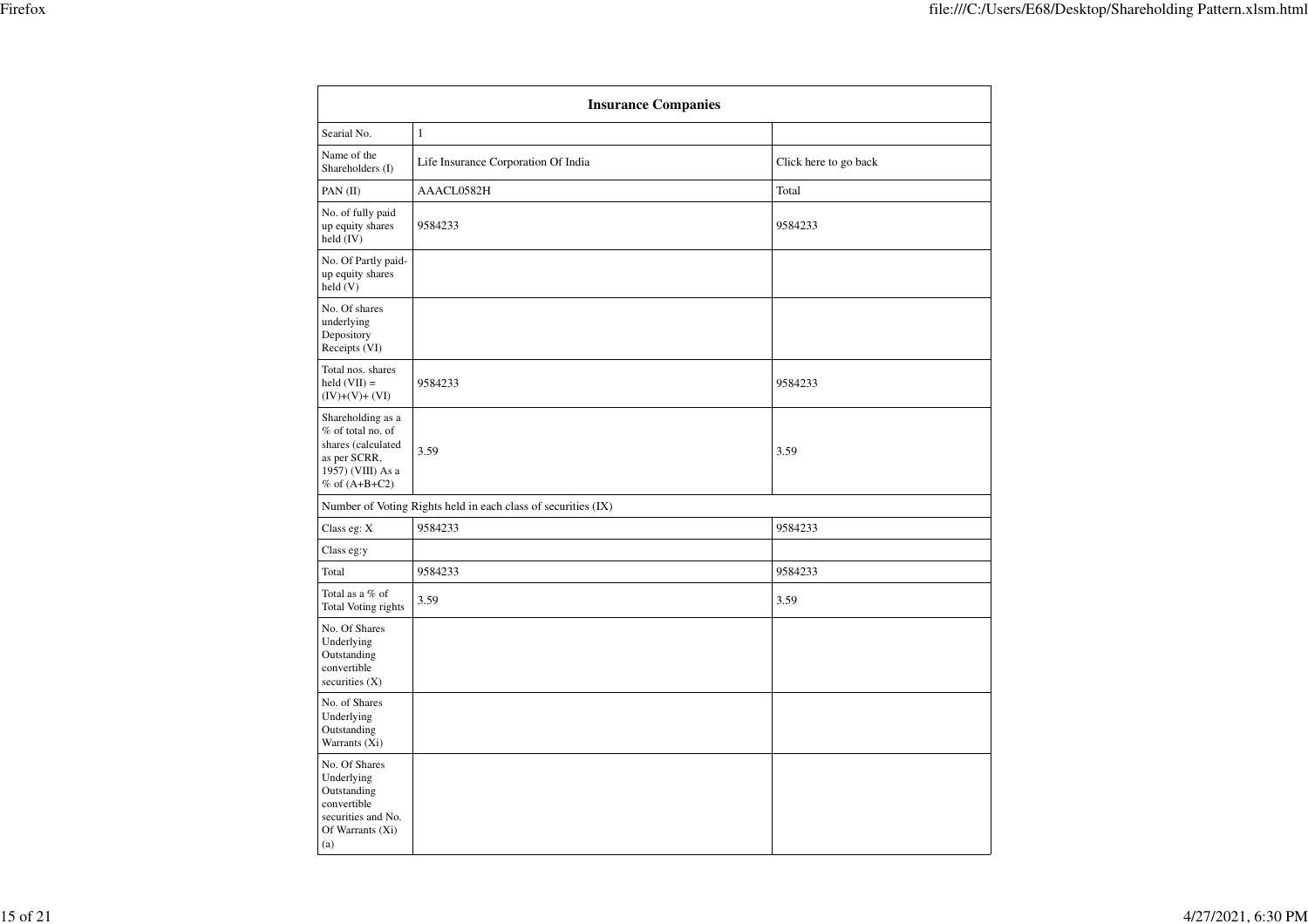| Insurance Companies | | |
|---|---|---|
| Searial No. | 1 | |
| Name of the Shareholders (I) | Life Insurance Corporation Of India | Click here to go back |
| PAN (II) | AAACL0582H | Total |
| No. of fully paid up equity shares held (IV) | 9584233 | 9584233 |
| No. Of Partly paid-up equity shares held (V) | | |
| No. Of shares underlying Depository Receipts (VI) | | |
| Total nos. shares held (VII) = (IV)+(V)+ (VI) | 9584233 | 9584233 |
| Shareholding as a % of total no. of shares (calculated as per SCRR, 1957) (VIII) As a % of (A+B+C2) | 3.59 | 3.59 |
| Number of Voting Rights held in each class of securities (IX) | | |
| Class eg: X | 9584233 | 9584233 |
| Class eg:y | | |
| Total | 9584233 | 9584233 |
| Total as a % of Total Voting rights | 3.59 | 3.59 |
| No. Of Shares Underlying Outstanding convertible securities (X) | | |
| No. of Shares Underlying Outstanding Warrants (Xi) | | |
| No. Of Shares Underlying Outstanding convertible securities and No. Of Warrants (Xi) (a) | | |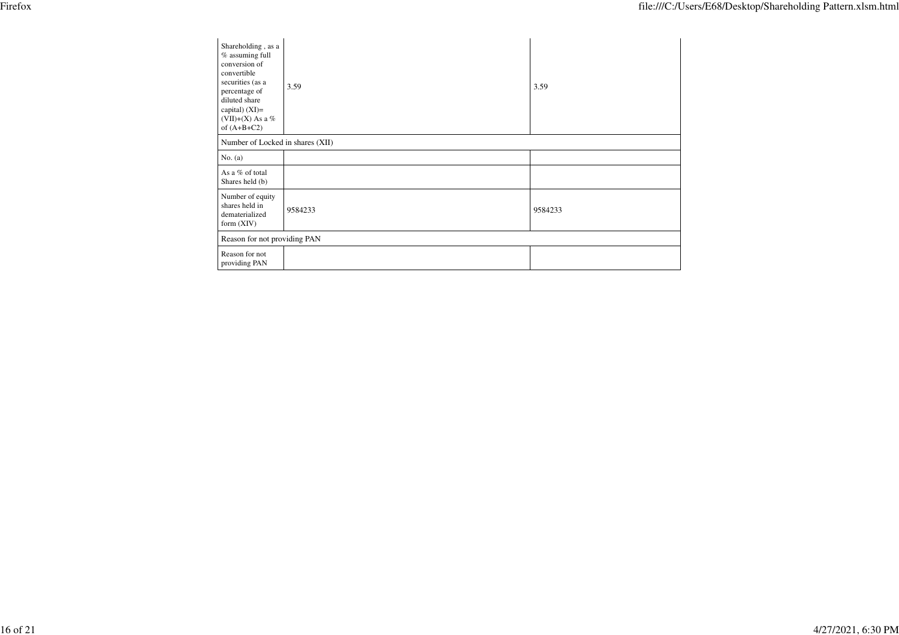| | | |
|---|---|---|
| Shareholding , as a % assuming full conversion of convertible securities (as a percentage of diluted share capital) (XI)= (VII)+(X) As a % of (A+B+C2) | 3.59 | 3.59 |
| Number of Locked in shares (XII) | | |
| No. (a) | | |
| As a % of total Shares held (b) | | |
| Number of equity shares held in dematerialized form (XIV) | 9584233 | 9584233 |
| Reason for not providing PAN | | |
| Reason for not providing PAN | | |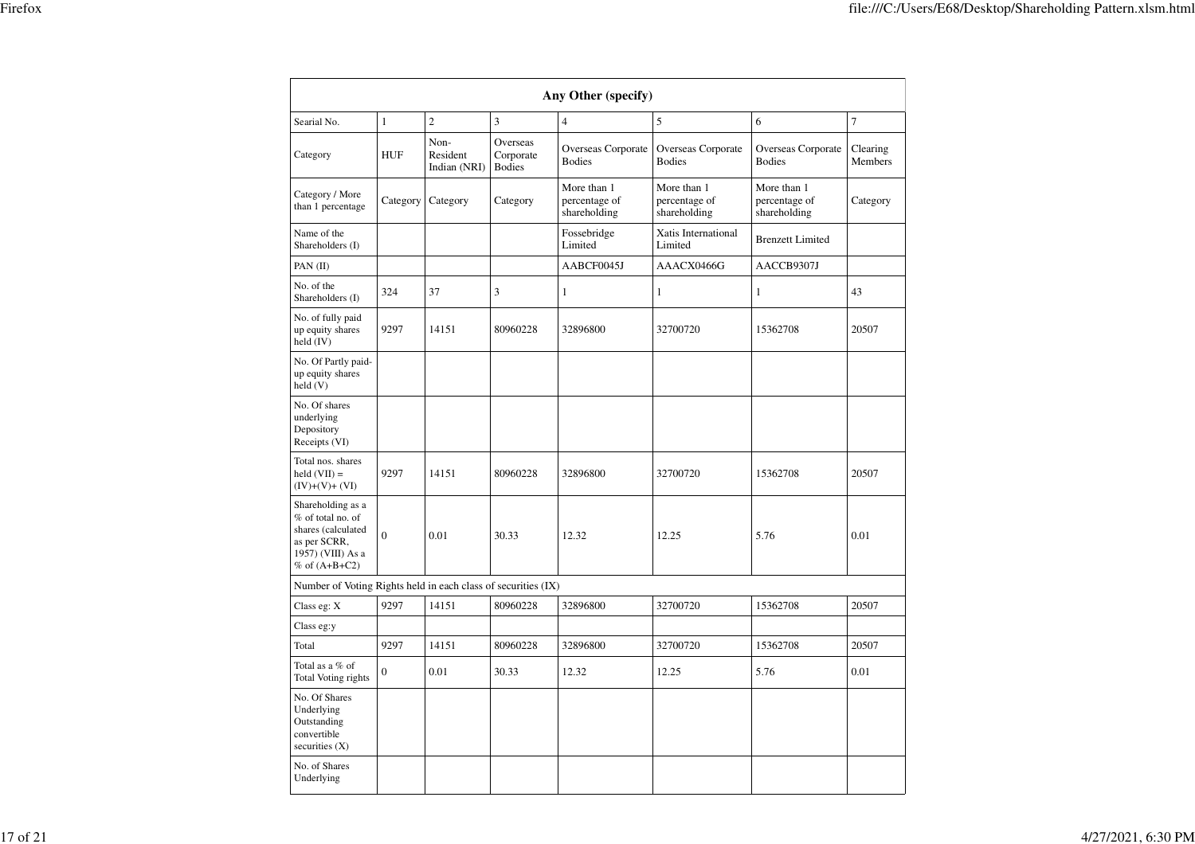| Any Other (specify) | | | | | | | |
|---|---|---|---|---|---|---|---|
| Searial No. | 1 | 2 | 3 | 4 | 5 | 6 | 7 |
| Category | HUF | Non-Resident Indian (NRI) | Overseas Corporate Bodies | Overseas Corporate Bodies | Overseas Corporate Bodies | Overseas Corporate Bodies | Clearing Members |
| Category / More than 1 percentage | Category | Category | Category | More than 1 percentage of shareholding | More than 1 percentage of shareholding | More than 1 percentage of shareholding | Category |
| Name of the Shareholders (I) | | | | Fossebridge Limited | Xatis International Limited | Brenzett Limited | |
| PAN (II) | | | | AABCF0045J | AAACX0466G | AACCB9307J | |
| No. of the Shareholders (I) | 324 | 37 | 3 | 1 | 1 | 1 | 43 |
| No. of fully paid up equity shares held (IV) | 9297 | 14151 | 80960228 | 32896800 | 32700720 | 15362708 | 20507 |
| No. Of Partly paid-up equity shares held (V) | | | | | | | |
| No. Of shares underlying Depository Receipts (VI) | | | | | | | |
| Total nos. shares held (VII) = (IV)+(V)+ (VI) | 9297 | 14151 | 80960228 | 32896800 | 32700720 | 15362708 | 20507 |
| Shareholding as a % of total no. of shares (calculated as per SCRR, 1957) (VIII) As a % of (A+B+C2) | 0 | 0.01 | 30.33 | 12.32 | 12.25 | 5.76 | 0.01 |
| Number of Voting Rights held in each class of securities (IX) | | | | | | | |
| Class eg: X | 9297 | 14151 | 80960228 | 32896800 | 32700720 | 15362708 | 20507 |
| Class eg:y | | | | | | | |
| Total | 9297 | 14151 | 80960228 | 32896800 | 32700720 | 15362708 | 20507 |
| Total as a % of Total Voting rights | 0 | 0.01 | 30.33 | 12.32 | 12.25 | 5.76 | 0.01 |
| No. Of Shares Underlying Outstanding convertible securities (X) | | | | | | | |
| No. of Shares Underlying | | | | | | | |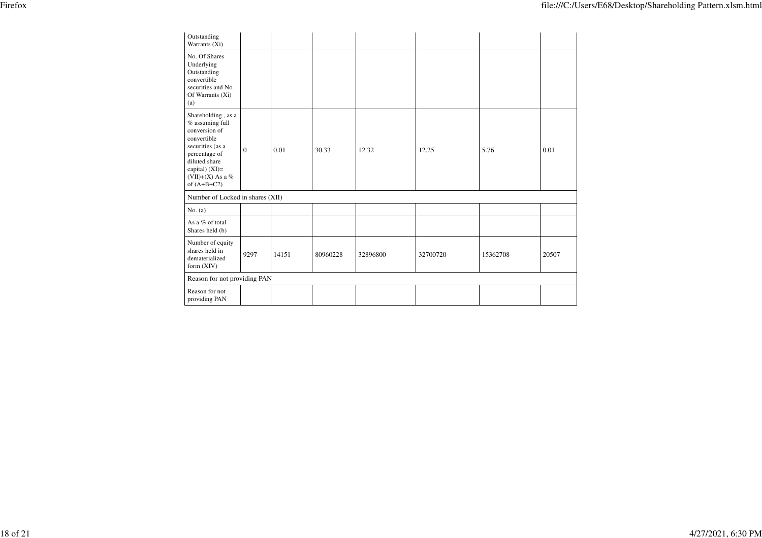| | | | | | | | |
|---|---|---|---|---|---|---|---|
| Outstanding Warrants (Xi) | | | | | | | |
| No. Of Shares Underlying Outstanding convertible securities and No. Of Warrants (Xi) (a) | | | | | | | |
| Shareholding , as a % assuming full conversion of convertible securities (as a percentage of diluted share capital) (XI)= (VII)+(X) As a % of (A+B+C2) | 0 | 0.01 | 30.33 | 12.32 | 12.25 | 5.76 | 0.01 |
| Number of Locked in shares (XII) | | | | | | | |
| No. (a) | | | | | | | |
| As a % of total Shares held (b) | | | | | | | |
| Number of equity shares held in dematerialized form (XIV) | 9297 | 14151 | 80960228 | 32896800 | 32700720 | 15362708 | 20507 |
| Reason for not providing PAN | | | | | | | |
| Reason for not providing PAN | | | | | | | |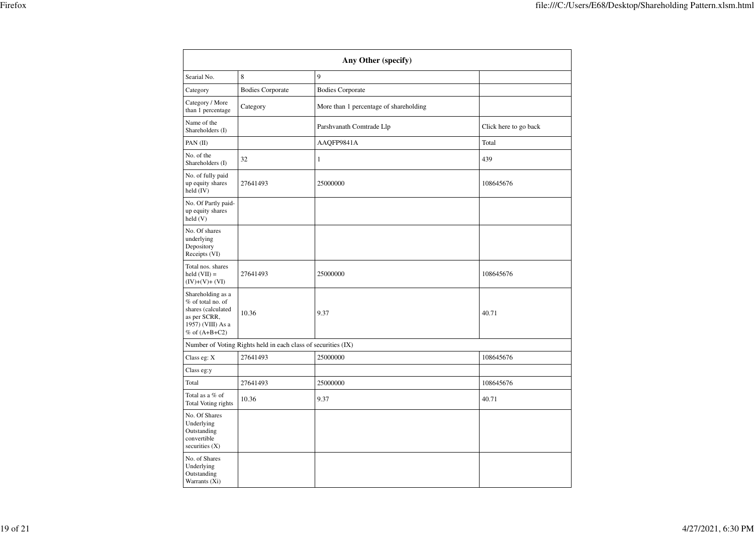| Any Other (specify) | | | |
|---|---|---|---|
| Searial No. | 8 | 9 | |
| Category | Bodies Corporate | Bodies Corporate | |
| Category / More than 1 percentage | Category | More than 1 percentage of shareholding | |
| Name of the Shareholders (I) | | Parshvanath Comtrade Llp | Click here to go back |
| PAN (II) | | AAQFP9841A | Total |
| No. of the Shareholders (I) | 32 | 1 | 439 |
| No. of fully paid up equity shares held (IV) | 27641493 | 25000000 | 108645676 |
| No. Of Partly paid-up equity shares held (V) | | | |
| No. Of shares underlying Depository Receipts (VI) | | | |
| Total nos. shares held (VII) = (IV)+(V)+ (VI) | 27641493 | 25000000 | 108645676 |
| Shareholding as a % of total no. of shares (calculated as per SCRR, 1957) (VIII) As a % of (A+B+C2) | 10.36 | 9.37 | 40.71 |
| Number of Voting Rights held in each class of securities (IX) | | | |
| Class eg: X | 27641493 | 25000000 | 108645676 |
| Class eg:y | | | |
| Total | 27641493 | 25000000 | 108645676 |
| Total as a % of Total Voting rights | 10.36 | 9.37 | 40.71 |
| No. Of Shares Underlying Outstanding convertible securities (X) | | | |
| No. of Shares Underlying Outstanding Warrants (Xi) | | | |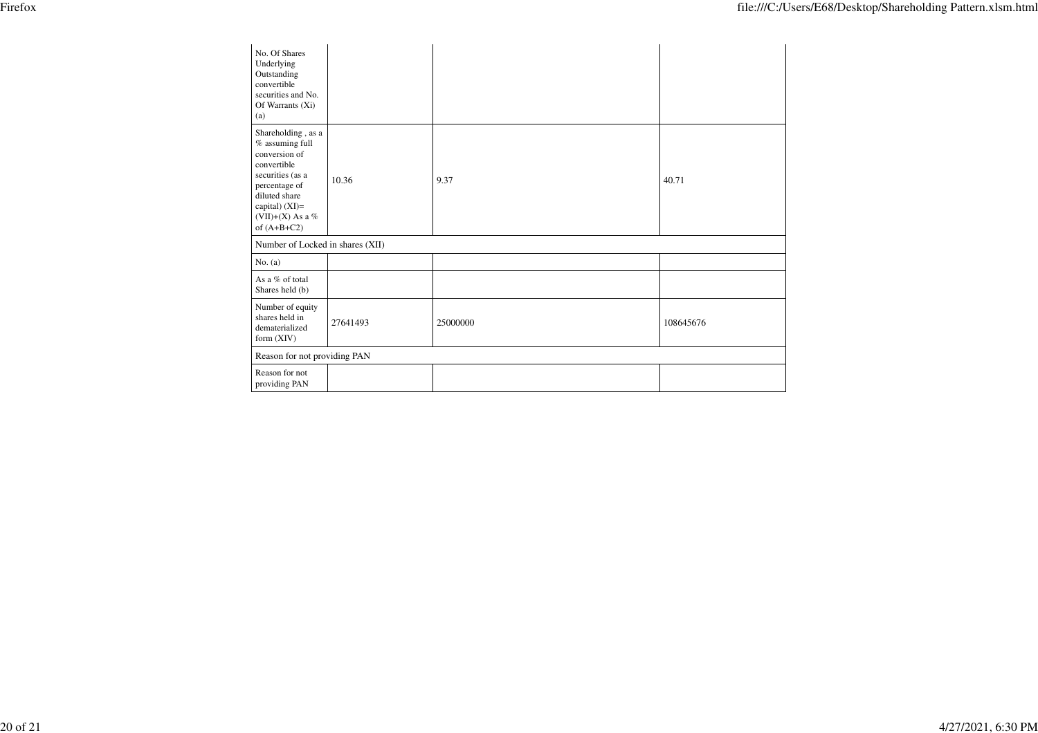| No. Of Shares Underlying Outstanding convertible securities and No. Of Warrants (Xi) (a) | | | |
|---|---|---|---|
| Shareholding , as a % assuming full conversion of convertible securities (as a percentage of diluted share capital) (XI)= (VII)+(X) As a % of (A+B+C2) | 10.36 | 9.37 | 40.71 |
| Number of Locked in shares (XII) | | | |
| No. (a) | | | |
| As a % of total Shares held (b) | | | |
| Number of equity shares held in dematerialized form (XIV) | 27641493 | 25000000 | 108645676 |
| Reason for not providing PAN | | | |
| Reason for not providing PAN | | | |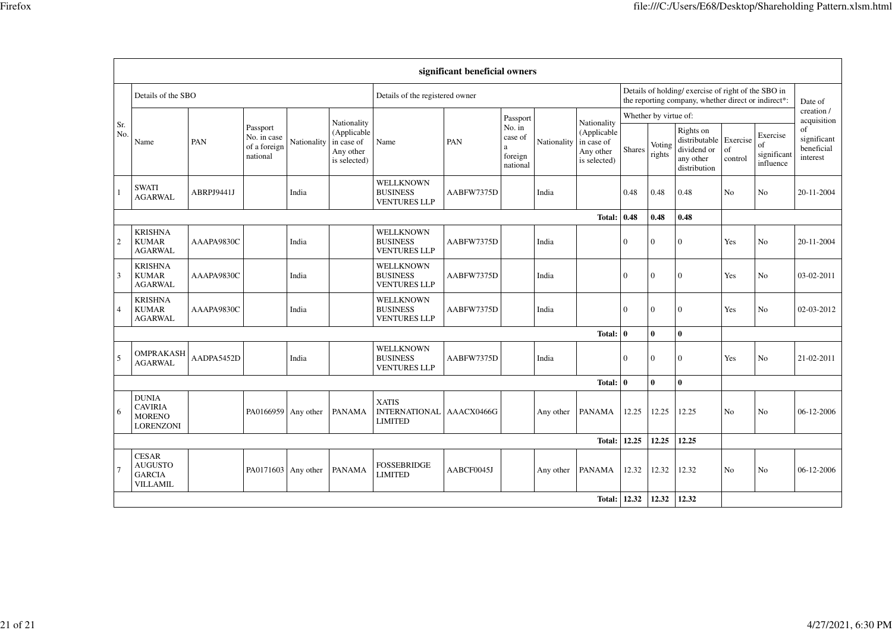| significant beneficial owners | | | | | | | | | | | | | | | | |
|---|---|---|---|---|---|---|---|---|---|---|---|---|---|---|---|---|
| Sr. No. | Details of the SBO | | | | | Details of the registered owner | | | | | Details of holding/ exercise of right of the SBO in the reporting company, whether direct or indirect*: | | | | | Date of creation / acquisition of significant beneficial interest |
| | | | | | | | | | | | Whether by virtue of: | | | | | |
| | Name | PAN | Passport No. in case of a foreign national | Nationality | Nationality (Applicable in case of Any other is selected) | Name | PAN | Passport No. in case of a foreign national | Nationality | Nationality (Applicable in case of Any other is selected) | Shares | Voting rights | Rights on distributable dividend or any other distribution | Exercise of control | Exercise of significant influence | |
| 1 | SWATI AGARWAL | ABRPJ9441J | | India | | WELLKNOWN BUSINESS VENTURES LLP | AABFW7375D | | India | | 0.48 | 0.48 | 0.48 | No | No | 20-11-2004 |
| | | | | | | | | | | Total: | **0.48** | **0.48** | **0.48** | | | |
| 2 | KRISHNA KUMAR AGARWAL | AAAPA9830C | | India | | WELLKNOWN BUSINESS VENTURES LLP | AABFW7375D | | India | | 0 | 0 | 0 | Yes | No | 20-11-2004 |
| 3 | KRISHNA KUMAR AGARWAL | AAAPA9830C | | India | | WELLKNOWN BUSINESS VENTURES LLP | AABFW7375D | | India | | 0 | 0 | 0 | Yes | No | 03-02-2011 |
| 4 | KRISHNA KUMAR AGARWAL | AAAPA9830C | | India | | WELLKNOWN BUSINESS VENTURES LLP | AABFW7375D | | India | | 0 | 0 | 0 | Yes | No | 02-03-2012 |
| | | | | | | | | | | Total: | **0** | **0** | **0** | | | |
| 5 | OMPRAKASH AGARWAL | AADPA5452D | | India | | WELLKNOWN BUSINESS VENTURES LLP | AABFW7375D | | India | | 0 | 0 | 0 | Yes | No | 21-02-2011 |
| | | | | | | | | | | Total: | **0** | **0** | **0** | | | |
| 6 | DUNIA CAVIRIA MORENO LORENZONI | | PA0166959 | Any other | PANAMA | XATIS INTERNATIONAL LIMITED | AAACX0466G | | Any other | PANAMA | 12.25 | 12.25 | 12.25 | No | No | 06-12-2006 |
| | | | | | | | | | | Total: | **12.25** | **12.25** | **12.25** | | | |
| 7 | CESAR AUGUSTO GARCIA VILLAMIL | | PA0171603 | Any other | PANAMA | FOSSEBRIDGE LIMITED | AABCF0045J | | Any other | PANAMA | 12.32 | 12.32 | 12.32 | No | No | 06-12-2006 |
| | | | | | | | | | | Total: | **12.32** | **12.32** | **12.32** | | | |